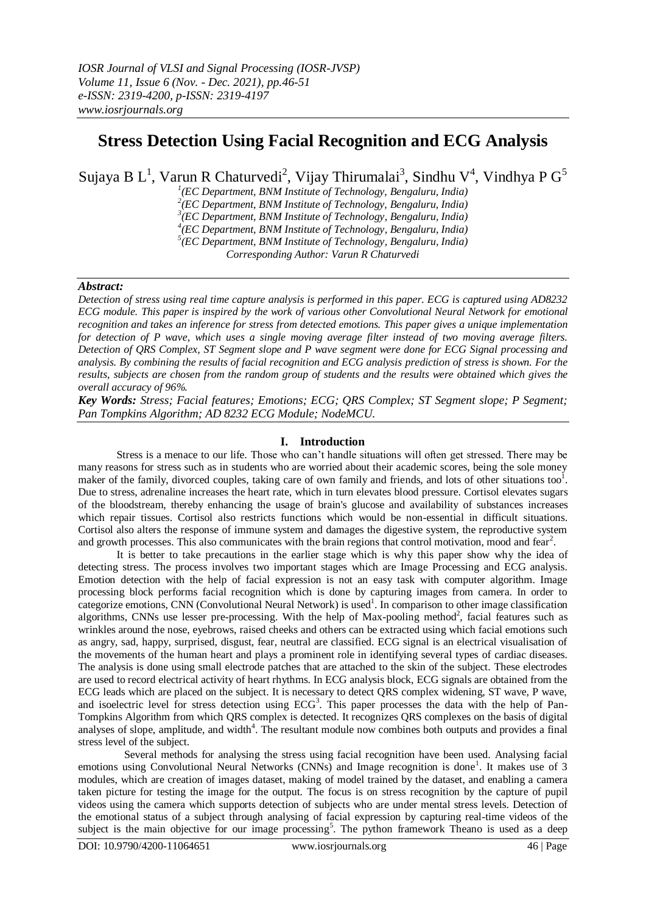# Stress Detection Using Facial Recognition and ECG Analysis

Sujaya B L[1], Varun R Chaturvedi[2], Vijay Thirumalai[3], Sindhu V[4], Vindhya P G[5]

[1](EC Department, BNM Institute of Technology, Bengaluru, India)
[2](EC Department, BNM Institute of Technology, Bengaluru, India)
[3](EC Department, BNM Institute of Technology, Bengaluru, India)
[4](EC Department, BNM Institute of Technology, Bengaluru, India)
[5](EC Department, BNM Institute of Technology, Bengaluru, India)
*Corresponding Author: Varun R Chaturvedi*

## *Abstract:*

*Detection of stress using real time capture analysis is performed in this paper. ECG is captured using AD8232 ECG module. This paper is inspired by the work of various other Convolutional Neural Network for emotional recognition and takes an inference for stress from detected emotions. This paper gives a unique implementation for detection of P wave, which uses a single moving average filter instead of two moving average filters. Detection of QRS Complex, ST Segment slope and P wave segment were done for ECG Signal processing and analysis. By combining the results of facial recognition and ECG analysis prediction of stress is shown. For the results, subjects are chosen from the random group of students and the results were obtained which gives the overall accuracy of 96%.*

***Key Words:*** *Stress; Facial features; Emotions; ECG; QRS Complex; ST Segment slope; P Segment; Pan Tompkins Algorithm; AD 8232 ECG Module; NodeMCU.*

## I. Introduction

Stress is a menace to our life. Those who can't handle situations will often get stressed. There may be many reasons for stress such as in students who are worried about their academic scores, being the sole money maker of the family, divorced couples, taking care of own family and friends, and lots of other situations too[1]. Due to stress, adrenaline increases the heart rate, which in turn elevates blood pressure. Cortisol elevates sugars of the bloodstream, thereby enhancing the usage of brain's glucose and availability of substances increases which repair tissues. Cortisol also restricts functions which would be non-essential in difficult situations. Cortisol also alters the response of immune system and damages the digestive system, the reproductive system and growth processes. This also communicates with the brain regions that control motivation, mood and fear[2].

It is better to take precautions in the earlier stage which is why this paper show why the idea of detecting stress. The process involves two important stages which are Image Processing and ECG analysis. Emotion detection with the help of facial expression is not an easy task with computer algorithm. Image processing block performs facial recognition which is done by capturing images from camera. In order to categorize emotions, CNN (Convolutional Neural Network) is used[1]. In comparison to other image classification algorithms, CNNs use lesser pre-processing. With the help of Max-pooling method[2], facial features such as wrinkles around the nose, eyebrows, raised cheeks and others can be extracted using which facial emotions such as angry, sad, happy, surprised, disgust, fear, neutral are classified. ECG signal is an electrical visualisation of the movements of the human heart and plays a prominent role in identifying several types of cardiac diseases. The analysis is done using small electrode patches that are attached to the skin of the subject. These electrodes are used to record electrical activity of heart rhythms. In ECG analysis block, ECG signals are obtained from the ECG leads which are placed on the subject. It is necessary to detect QRS complex widening, ST wave, P wave, and isoelectric level for stress detection using ECG[3]. This paper processes the data with the help of Pan-Tompkins Algorithm from which QRS complex is detected. It recognizes QRS complexes on the basis of digital analyses of slope, amplitude, and width[4]. The resultant module now combines both outputs and provides a final stress level of the subject.

Several methods for analysing the stress using facial recognition have been used. Analysing facial emotions using Convolutional Neural Networks (CNNs) and Image recognition is done[1]. It makes use of 3 modules, which are creation of images dataset, making of model trained by the dataset, and enabling a camera taken picture for testing the image for the output. The focus is on stress recognition by the capture of pupil videos using the camera which supports detection of subjects who are under mental stress levels. Detection of the emotional status of a subject through analysing of facial expression by capturing real-time videos of the subject is the main objective for our image processing[5]. The python framework Theano is used as a deep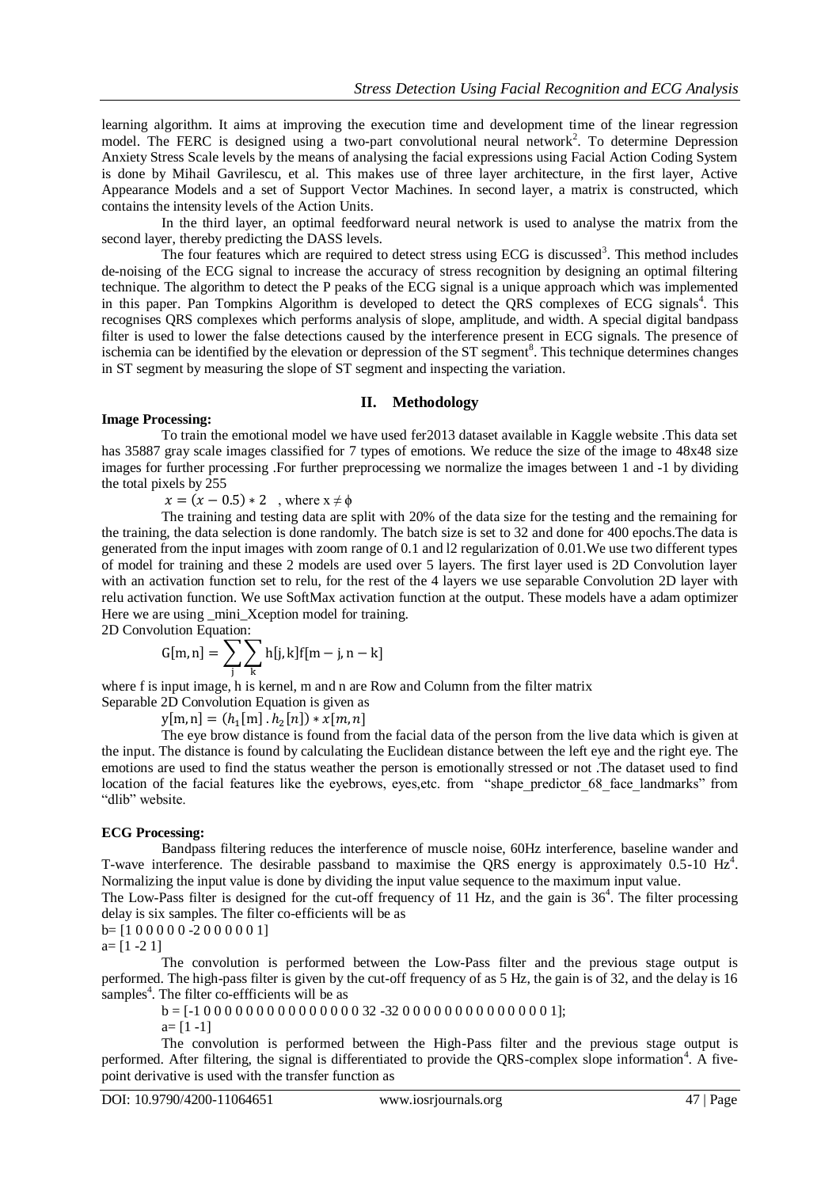learning algorithm. It aims at improving the execution time and development time of the linear regression model. The FERC is designed using a two-part convolutional neural network[2]. To determine Depression Anxiety Stress Scale levels by the means of analysing the facial expressions using Facial Action Coding System is done by Mihail Gavrilescu, et al. This makes use of three layer architecture, in the first layer, Active Appearance Models and a set of Support Vector Machines. In second layer, a matrix is constructed, which contains the intensity levels of the Action Units.

In the third layer, an optimal feedforward neural network is used to analyse the matrix from the second layer, thereby predicting the DASS levels.

The four features which are required to detect stress using ECG is discussed[3]. This method includes de-noising of the ECG signal to increase the accuracy of stress recognition by designing an optimal filtering technique. The algorithm to detect the P peaks of the ECG signal is a unique approach which was implemented in this paper. Pan Tompkins Algorithm is developed to detect the QRS complexes of ECG signals[4]. This recognises QRS complexes which performs analysis of slope, amplitude, and width. A special digital bandpass filter is used to lower the false detections caused by the interference present in ECG signals. The presence of ischemia can be identified by the elevation or depression of the ST segment[8]. This technique determines changes in ST segment by measuring the slope of ST segment and inspecting the variation.

## II. Methodology

**Image Processing:**

To train the emotional model we have used fer2013 dataset available in Kaggle website .This data set has 35887 gray scale images classified for 7 types of emotions. We reduce the size of the image to 48x48 size images for further processing .For further preprocessing we normalize the images between 1 and -1 by dividing the total pixels by 255

$x = (x - 0.5) * 2$ , where $x \neq \phi$

The training and testing data are split with 20% of the data size for the testing and the remaining for the training, the data selection is done randomly. The batch size is set to 32 and done for 400 epochs.The data is generated from the input images with zoom range of 0.1 and l2 regularization of 0.01.We use two different types of model for training and these 2 models are used over 5 layers. The first layer used is 2D Convolution layer with an activation function set to relu, for the rest of the 4 layers we use separable Convolution 2D layer with relu activation function. We use SoftMax activation function at the output. These models have a adam optimizer Here we are using _mini_Xception model for training.

2D Convolution Equation:

$$G[m, n] = \sum_{j} \sum_{k} h[j, k] f[m - j, n - k]$$

where f is input image, h is kernel, m and n are Row and Column from the filter matrix

Separable 2D Convolution Equation is given as

$$y[m, n] = (h_1[m] \,.\, h_2[n]) * x[m, n]$$

The eye brow distance is found from the facial data of the person from the live data which is given at the input. The distance is found by calculating the Euclidean distance between the left eye and the right eye. The emotions are used to find the status weather the person is emotionally stressed or not .The dataset used to find location of the facial features like the eyebrows, eyes,etc. from "shape_predictor_68_face_landmarks" from "dlib" website.

**ECG Processing:**

Bandpass filtering reduces the interference of muscle noise, 60Hz interference, baseline wander and T-wave interference. The desirable passband to maximise the QRS energy is approximately 0.5-10 Hz[4]. Normalizing the input value is done by dividing the input value sequence to the maximum input value.

The Low-Pass filter is designed for the cut-off frequency of 11 Hz, and the gain is 36[4]. The filter processing delay is six samples. The filter co-efficients will be as

b= [1 0 0 0 0 0 -2 0 0 0 0 0 1]

a= [1 -2 1]

The convolution is performed between the Low-Pass filter and the previous stage output is performed. The high-pass filter is given by the cut-off frequency of as 5 Hz, the gain is of 32, and the delay is 16 samples[4]. The filter co-effficients will be as

b = [-1 0 0 0 0 0 0 0 0 0 0 0 0 0 0 0 32 -32 0 0 0 0 0 0 0 0 0 0 0 0 0 0 1];

a= [1 -1]

The convolution is performed between the High-Pass filter and the previous stage output is performed. After filtering, the signal is differentiated to provide the QRS-complex slope information[4]. A five-point derivative is used with the transfer function as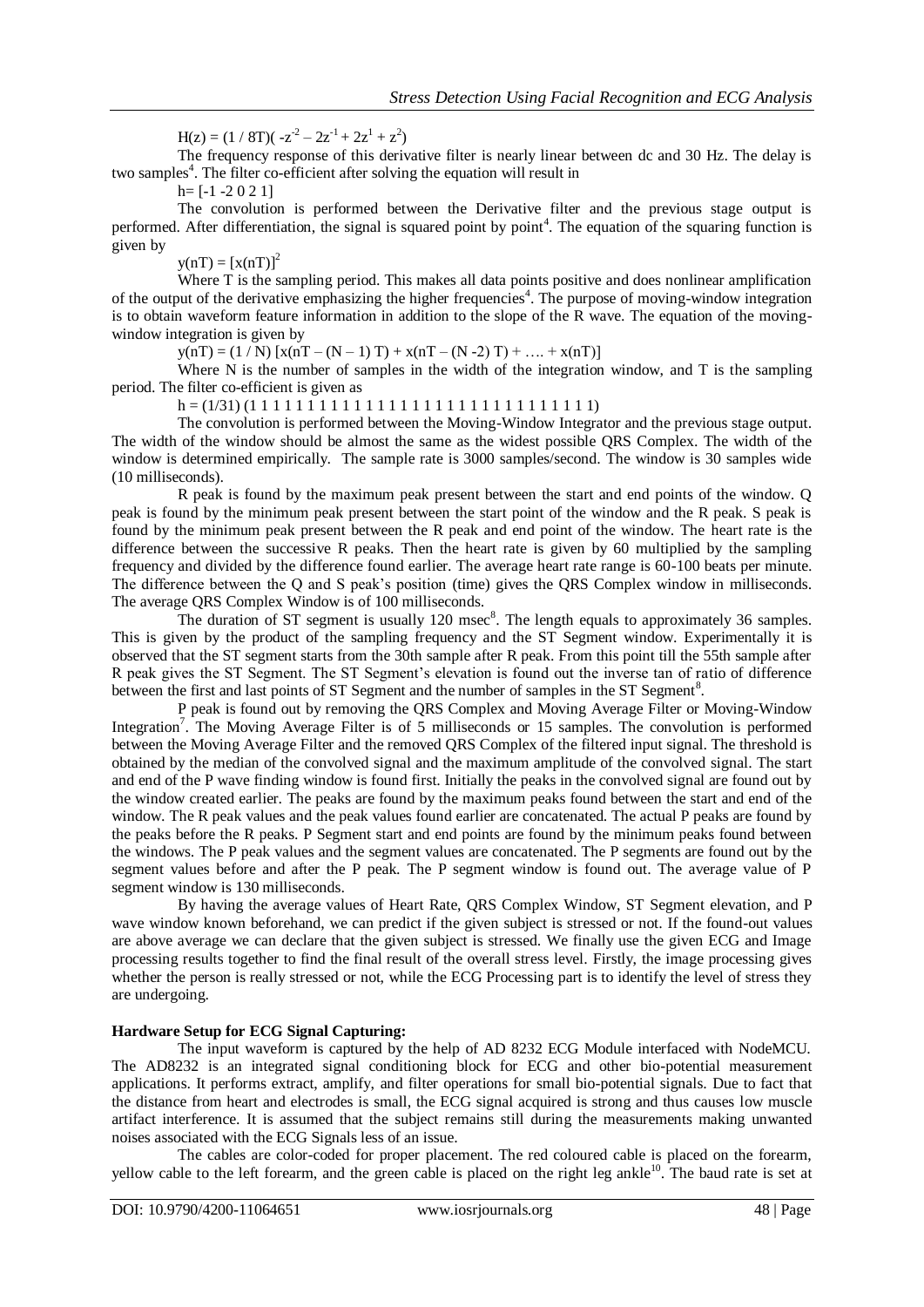$$H(z) = (1 / 8T)( -z^{-2} - 2z^{-1} + 2z^{1} + z^{2})$$

The frequency response of this derivative filter is nearly linear between dc and 30 Hz. The delay is two samples[4]. The filter co-efficient after solving the equation will result in

h= [-1 -2 0 2 1]

The convolution is performed between the Derivative filter and the previous stage output is performed. After differentiation, the signal is squared point by point[4]. The equation of the squaring function is given by

$$y(nT) = [x(nT)]^2$$

Where T is the sampling period. This makes all data points positive and does nonlinear amplification of the output of the derivative emphasizing the higher frequencies[4]. The purpose of moving-window integration is to obtain waveform feature information in addition to the slope of the R wave. The equation of the moving-window integration is given by

$$y(nT) = (1 / N) [x(nT - (N - 1) T) + x(nT - (N -2) T) + \ldots + x(nT)]$$

Where N is the number of samples in the width of the integration window, and T is the sampling period. The filter co-efficient is given as

h = (1/31) (1 1 1 1 1 1 1 1 1 1 1 1 1 1 1 1 1 1 1 1 1 1 1 1 1 1 1 1 1 1 1)

The convolution is performed between the Moving-Window Integrator and the previous stage output. The width of the window should be almost the same as the widest possible QRS Complex. The width of the window is determined empirically. The sample rate is 3000 samples/second. The window is 30 samples wide (10 milliseconds).

R peak is found by the maximum peak present between the start and end points of the window. Q peak is found by the minimum peak present between the start point of the window and the R peak. S peak is found by the minimum peak present between the R peak and end point of the window. The heart rate is the difference between the successive R peaks. Then the heart rate is given by 60 multiplied by the sampling frequency and divided by the difference found earlier. The average heart rate range is 60-100 beats per minute. The difference between the Q and S peak's position (time) gives the QRS Complex window in milliseconds. The average QRS Complex Window is of 100 milliseconds.

The duration of ST segment is usually 120 msec[8]. The length equals to approximately 36 samples. This is given by the product of the sampling frequency and the ST Segment window. Experimentally it is observed that the ST segment starts from the 30th sample after R peak. From this point till the 55th sample after R peak gives the ST Segment. The ST Segment's elevation is found out the inverse tan of ratio of difference between the first and last points of ST Segment and the number of samples in the ST Segment[8].

P peak is found out by removing the QRS Complex and Moving Average Filter or Moving-Window Integration[7]. The Moving Average Filter is of 5 milliseconds or 15 samples. The convolution is performed between the Moving Average Filter and the removed QRS Complex of the filtered input signal. The threshold is obtained by the median of the convolved signal and the maximum amplitude of the convolved signal. The start and end of the P wave finding window is found first. Initially the peaks in the convolved signal are found out by the window created earlier. The peaks are found by the maximum peaks found between the start and end of the window. The R peak values and the peak values found earlier are concatenated. The actual P peaks are found by the peaks before the R peaks. P Segment start and end points are found by the minimum peaks found between the windows. The P peak values and the segment values are concatenated. The P segments are found out by the segment values before and after the P peak. The P segment window is found out. The average value of P segment window is 130 milliseconds.

By having the average values of Heart Rate, QRS Complex Window, ST Segment elevation, and P wave window known beforehand, we can predict if the given subject is stressed or not. If the found-out values are above average we can declare that the given subject is stressed. We finally use the given ECG and Image processing results together to find the final result of the overall stress level. Firstly, the image processing gives whether the person is really stressed or not, while the ECG Processing part is to identify the level of stress they are undergoing.

**Hardware Setup for ECG Signal Capturing:**

The input waveform is captured by the help of AD 8232 ECG Module interfaced with NodeMCU. The AD8232 is an integrated signal conditioning block for ECG and other bio-potential measurement applications. It performs extract, amplify, and filter operations for small bio-potential signals. Due to fact that the distance from heart and electrodes is small, the ECG signal acquired is strong and thus causes low muscle artifact interference. It is assumed that the subject remains still during the measurements making unwanted noises associated with the ECG Signals less of an issue.

The cables are color-coded for proper placement. The red coloured cable is placed on the forearm, yellow cable to the left forearm, and the green cable is placed on the right leg ankle[10]. The baud rate is set at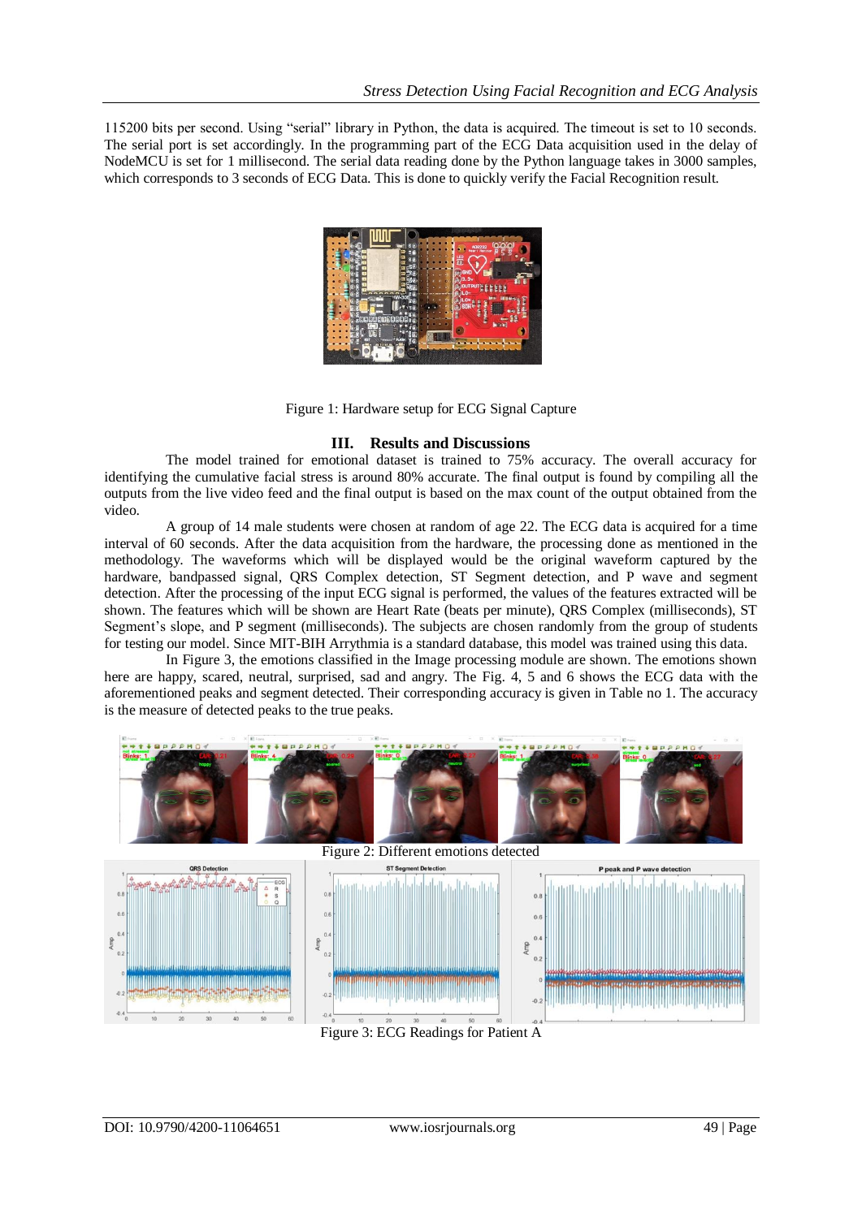115200 bits per second. Using "serial" library in Python, the data is acquired. The timeout is set to 10 seconds. The serial port is set accordingly. In the programming part of the ECG Data acquisition used in the delay of NodeMCU is set for 1 millisecond. The serial data reading done by the Python language takes in 3000 samples, which corresponds to 3 seconds of ECG Data. This is done to quickly verify the Facial Recognition result.

Figure 1: Hardware setup for ECG Signal Capture

## III. Results and Discussions

The model trained for emotional dataset is trained to 75% accuracy. The overall accuracy for identifying the cumulative facial stress is around 80% accurate. The final output is found by compiling all the outputs from the live video feed and the final output is based on the max count of the output obtained from the video.

A group of 14 male students were chosen at random of age 22. The ECG data is acquired for a time interval of 60 seconds. After the data acquisition from the hardware, the processing done as mentioned in the methodology. The waveforms which will be displayed would be the original waveform captured by the hardware, bandpassed signal, QRS Complex detection, ST Segment detection, and P wave and segment detection. After the processing of the input ECG signal is performed, the values of the features extracted will be shown. The features which will be shown are Heart Rate (beats per minute), QRS Complex (milliseconds), ST Segment's slope, and P segment (milliseconds). The subjects are chosen randomly from the group of students for testing our model. Since MIT-BIH Arrythmia is a standard database, this model was trained using this data.

In Figure 3, the emotions classified in the Image processing module are shown. The emotions shown here are happy, scared, neutral, surprised, sad and angry. The Fig. 4, 5 and 6 shows the ECG data with the aforementioned peaks and segment detected. Their corresponding accuracy is given in Table no 1. The accuracy is the measure of detected peaks to the true peaks.

Figure 2: Different emotions detected

Figure 3: ECG Readings for Patient A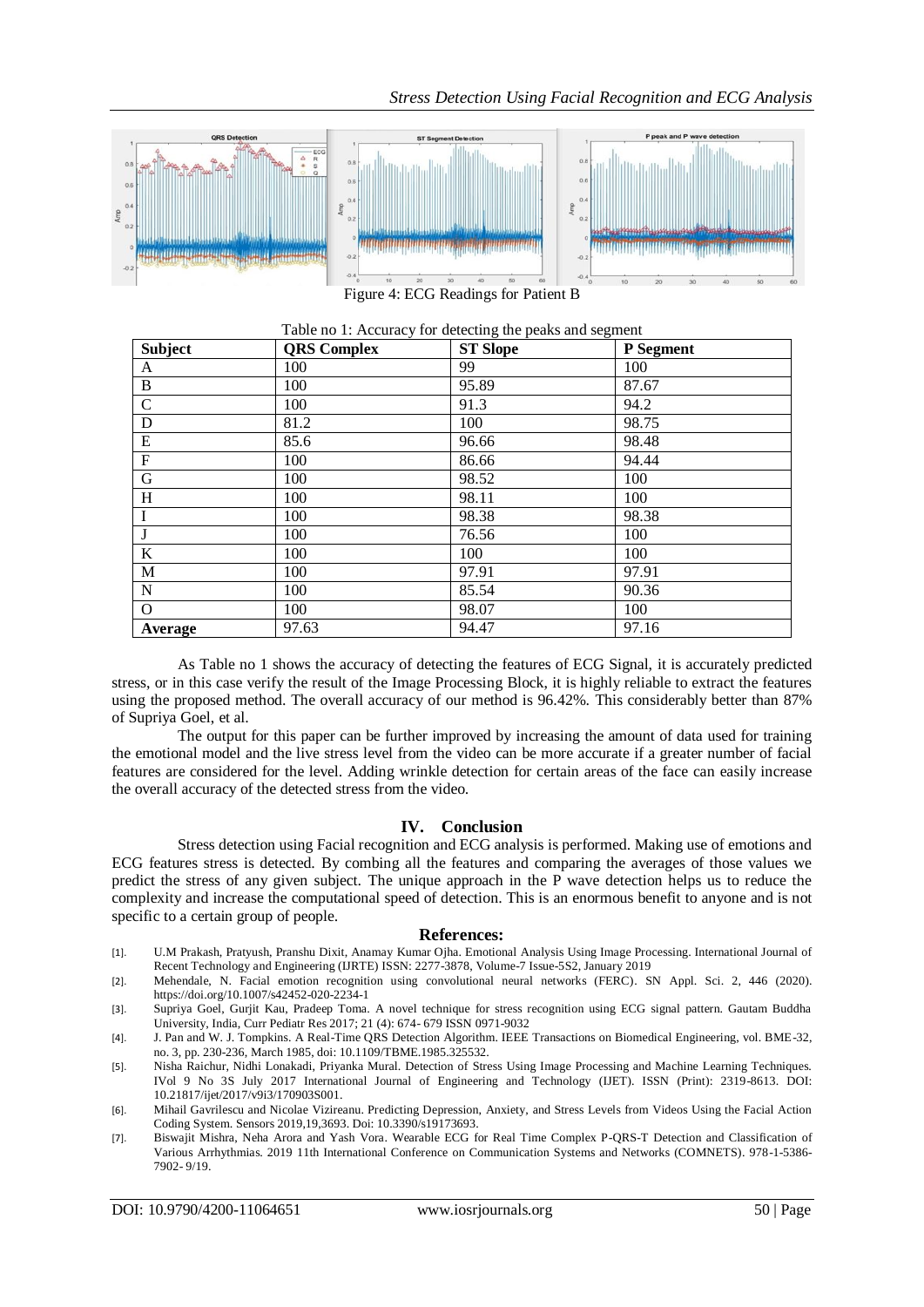Figure 4: ECG Readings for Patient B

Table no 1: Accuracy for detecting the peaks and segment

| Subject | QRS Complex | ST Slope | P Segment |
|---|---|---|---|
| A | 100 | 99 | 100 |
| B | 100 | 95.89 | 87.67 |
| C | 100 | 91.3 | 94.2 |
| D | 81.2 | 100 | 98.75 |
| E | 85.6 | 96.66 | 98.48 |
| F | 100 | 86.66 | 94.44 |
| G | 100 | 98.52 | 100 |
| H | 100 | 98.11 | 100 |
| I | 100 | 98.38 | 98.38 |
| J | 100 | 76.56 | 100 |
| K | 100 | 100 | 100 |
| M | 100 | 97.91 | 97.91 |
| N | 100 | 85.54 | 90.36 |
| O | 100 | 98.07 | 100 |
| **Average** | 97.63 | 94.47 | 97.16 |

As Table no 1 shows the accuracy of detecting the features of ECG Signal, it is accurately predicted stress, or in this case verify the result of the Image Processing Block, it is highly reliable to extract the features using the proposed method. The overall accuracy of our method is 96.42%. This considerably better than 87% of Supriya Goel, et al.

The output for this paper can be further improved by increasing the amount of data used for training the emotional model and the live stress level from the video can be more accurate if a greater number of facial features are considered for the level. Adding wrinkle detection for certain areas of the face can easily increase the overall accuracy of the detected stress from the video.

## IV. Conclusion

Stress detection using Facial recognition and ECG analysis is performed. Making use of emotions and ECG features stress is detected. By combing all the features and comparing the averages of those values we predict the stress of any given subject. The unique approach in the P wave detection helps us to reduce the complexity and increase the computational speed of detection. This is an enormous benefit to anyone and is not specific to a certain group of people.

## References:

[1]. U.M Prakash, Pratyush, Pranshu Dixit, Anamay Kumar Ojha. Emotional Analysis Using Image Processing. International Journal of Recent Technology and Engineering (IJRTE) ISSN: 2277-3878, Volume-7 Issue-5S2, January 2019

[2]. Mehendale, N. Facial emotion recognition using convolutional neural networks (FERC). SN Appl. Sci. 2, 446 (2020). https://doi.org/10.1007/s42452-020-2234-1

[3]. Supriya Goel, Gurjit Kau, Pradeep Toma. A novel technique for stress recognition using ECG signal pattern. Gautam Buddha University, India, Curr Pediatr Res 2017; 21 (4): 674- 679 ISSN 0971-9032

[4]. J. Pan and W. J. Tompkins. A Real-Time QRS Detection Algorithm. IEEE Transactions on Biomedical Engineering, vol. BME-32, no. 3, pp. 230-236, March 1985, doi: 10.1109/TBME.1985.325532.

[5]. Nisha Raichur, Nidhi Lonakadi, Priyanka Mural. Detection of Stress Using Image Processing and Machine Learning Techniques. IVol 9 No 3S July 2017 International Journal of Engineering and Technology (IJET). ISSN (Print): 2319-8613. DOI: 10.21817/ijet/2017/v9i3/170903S001.

[6]. Mihail Gavrilescu and Nicolae Vizireanu. Predicting Depression, Anxiety, and Stress Levels from Videos Using the Facial Action Coding System. Sensors 2019,19,3693. Doi: 10.3390/s19173693.

[7]. Biswajit Mishra, Neha Arora and Yash Vora. Wearable ECG for Real Time Complex P-QRS-T Detection and Classification of Various Arrhythmias. 2019 11th International Conference on Communication Systems and Networks (COMNETS). 978-1-5386-7902- 9/19.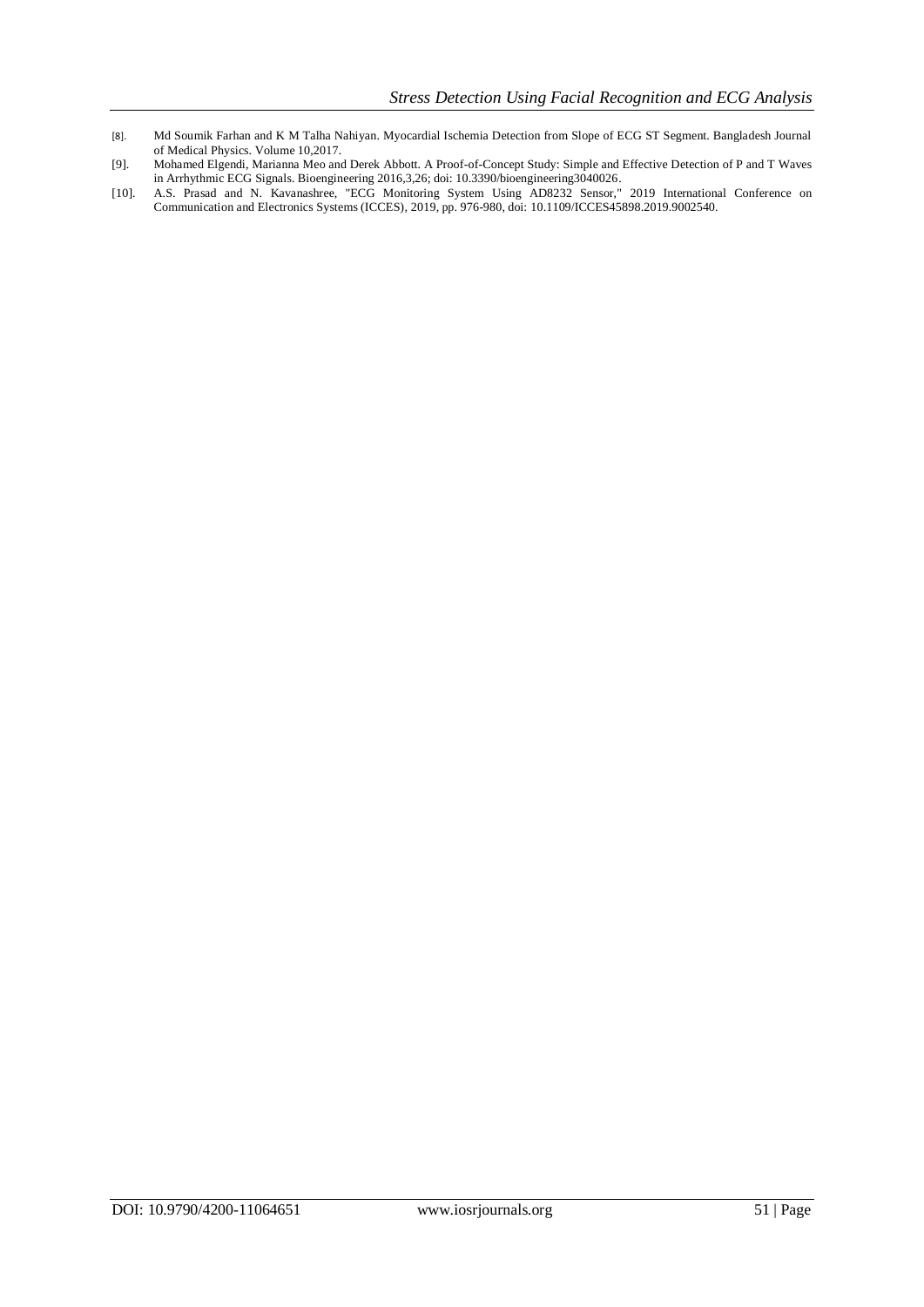[8]. Md Soumik Farhan and K M Talha Nahiyan. Myocardial Ischemia Detection from Slope of ECG ST Segment. Bangladesh Journal of Medical Physics. Volume 10,2017.

[9]. Mohamed Elgendi, Marianna Meo and Derek Abbott. A Proof-of-Concept Study: Simple and Effective Detection of P and T Waves in Arrhythmic ECG Signals. Bioengineering 2016,3,26; doi: 10.3390/bioengineering3040026.

[10]. A.S. Prasad and N. Kavanashree, "ECG Monitoring System Using AD8232 Sensor," 2019 International Conference on Communication and Electronics Systems (ICCES), 2019, pp. 976-980, doi: 10.1109/ICCES45898.2019.9002540.